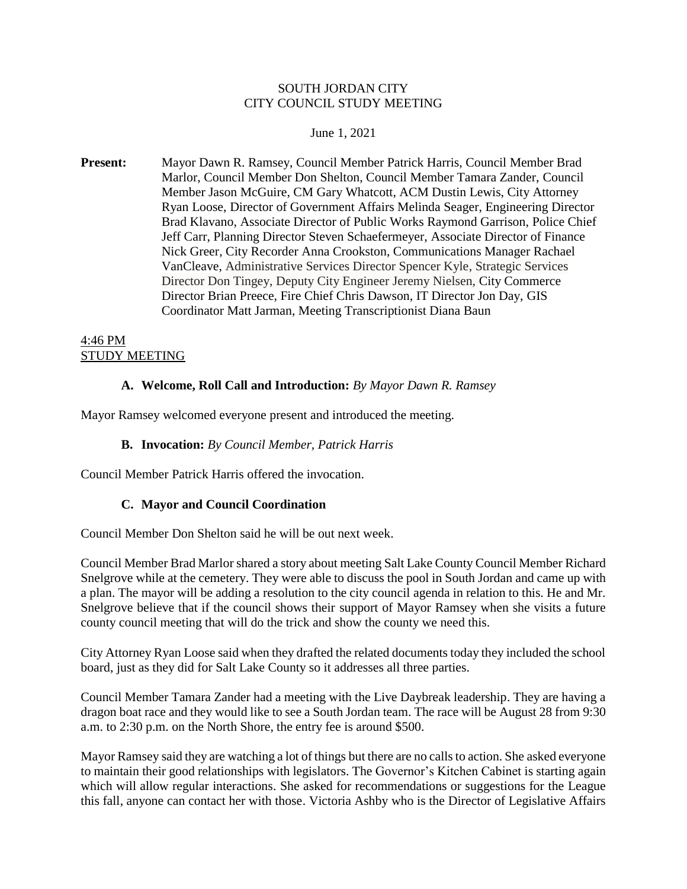# SOUTH JORDAN CITY
# CITY COUNCIL STUDY MEETING

June 1, 2021

**Present:** Mayor Dawn R. Ramsey, Council Member Patrick Harris, Council Member Brad Marlor, Council Member Don Shelton, Council Member Tamara Zander, Council Member Jason McGuire, CM Gary Whatcott, ACM Dustin Lewis, City Attorney Ryan Loose, Director of Government Affairs Melinda Seager, Engineering Director Brad Klavano, Associate Director of Public Works Raymond Garrison, Police Chief Jeff Carr, Planning Director Steven Schaefermeyer, Associate Director of Finance Nick Greer, City Recorder Anna Crookston, Communications Manager Rachael VanCleave, Administrative Services Director Spencer Kyle, Strategic Services Director Don Tingey, Deputy City Engineer Jeremy Nielsen, City Commerce Director Brian Preece, Fire Chief Chris Dawson, IT Director Jon Day, GIS Coordinator Matt Jarman, Meeting Transcriptionist Diana Baun

4:46 PM
STUDY MEETING

**A. Welcome, Roll Call and Introduction:** *By Mayor Dawn R. Ramsey*

Mayor Ramsey welcomed everyone present and introduced the meeting.

**B. Invocation:** *By Council Member, Patrick Harris*

Council Member Patrick Harris offered the invocation.

**C. Mayor and Council Coordination**

Council Member Don Shelton said he will be out next week.

Council Member Brad Marlor shared a story about meeting Salt Lake County Council Member Richard Snelgrove while at the cemetery. They were able to discuss the pool in South Jordan and came up with a plan. The mayor will be adding a resolution to the city council agenda in relation to this. He and Mr. Snelgrove believe that if the council shows their support of Mayor Ramsey when she visits a future county council meeting that will do the trick and show the county we need this.

City Attorney Ryan Loose said when they drafted the related documents today they included the school board, just as they did for Salt Lake County so it addresses all three parties.

Council Member Tamara Zander had a meeting with the Live Daybreak leadership. They are having a dragon boat race and they would like to see a South Jordan team. The race will be August 28 from 9:30 a.m. to 2:30 p.m. on the North Shore, the entry fee is around $500.

Mayor Ramsey said they are watching a lot of things but there are no calls to action. She asked everyone to maintain their good relationships with legislators. The Governor's Kitchen Cabinet is starting again which will allow regular interactions. She asked for recommendations or suggestions for the League this fall, anyone can contact her with those. Victoria Ashby who is the Director of Legislative Affairs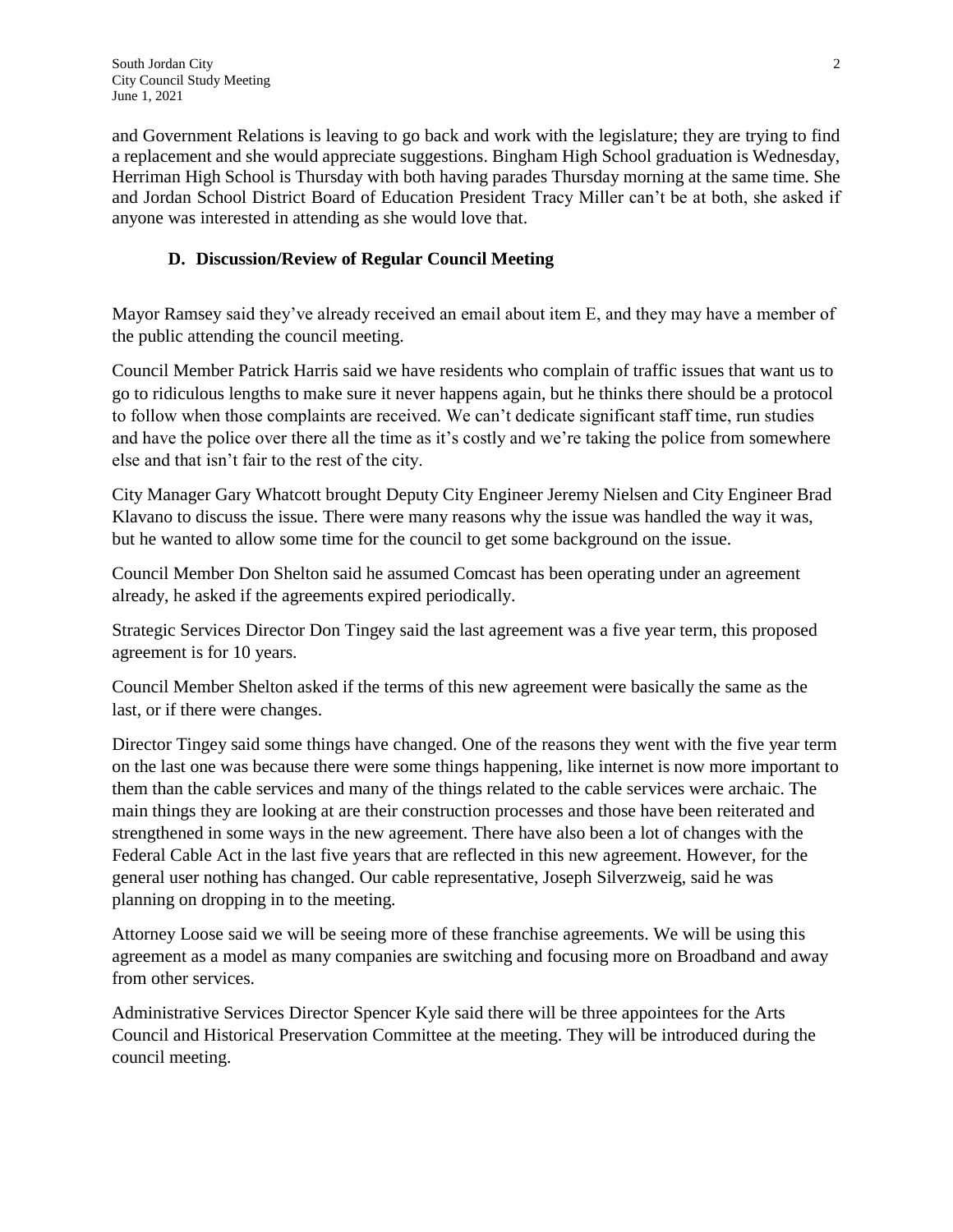and Government Relations is leaving to go back and work with the legislature; they are trying to find a replacement and she would appreciate suggestions. Bingham High School graduation is Wednesday, Herriman High School is Thursday with both having parades Thursday morning at the same time. She and Jordan School District Board of Education President Tracy Miller can't be at both, she asked if anyone was interested in attending as she would love that.

### D. Discussion/Review of Regular Council Meeting

Mayor Ramsey said they've already received an email about item E, and they may have a member of the public attending the council meeting.

Council Member Patrick Harris said we have residents who complain of traffic issues that want us to go to ridiculous lengths to make sure it never happens again, but he thinks there should be a protocol to follow when those complaints are received. We can't dedicate significant staff time, run studies and have the police over there all the time as it's costly and we're taking the police from somewhere else and that isn't fair to the rest of the city.

City Manager Gary Whatcott brought Deputy City Engineer Jeremy Nielsen and City Engineer Brad Klavano to discuss the issue. There were many reasons why the issue was handled the way it was, but he wanted to allow some time for the council to get some background on the issue.

Council Member Don Shelton said he assumed Comcast has been operating under an agreement already, he asked if the agreements expired periodically.

Strategic Services Director Don Tingey said the last agreement was a five year term, this proposed agreement is for 10 years.

Council Member Shelton asked if the terms of this new agreement were basically the same as the last, or if there were changes.

Director Tingey said some things have changed. One of the reasons they went with the five year term on the last one was because there were some things happening, like internet is now more important to them than the cable services and many of the things related to the cable services were archaic. The main things they are looking at are their construction processes and those have been reiterated and strengthened in some ways in the new agreement. There have also been a lot of changes with the Federal Cable Act in the last five years that are reflected in this new agreement. However, for the general user nothing has changed. Our cable representative, Joseph Silverzweig, said he was planning on dropping in to the meeting.

Attorney Loose said we will be seeing more of these franchise agreements. We will be using this agreement as a model as many companies are switching and focusing more on Broadband and away from other services.

Administrative Services Director Spencer Kyle said there will be three appointees for the Arts Council and Historical Preservation Committee at the meeting. They will be introduced during the council meeting.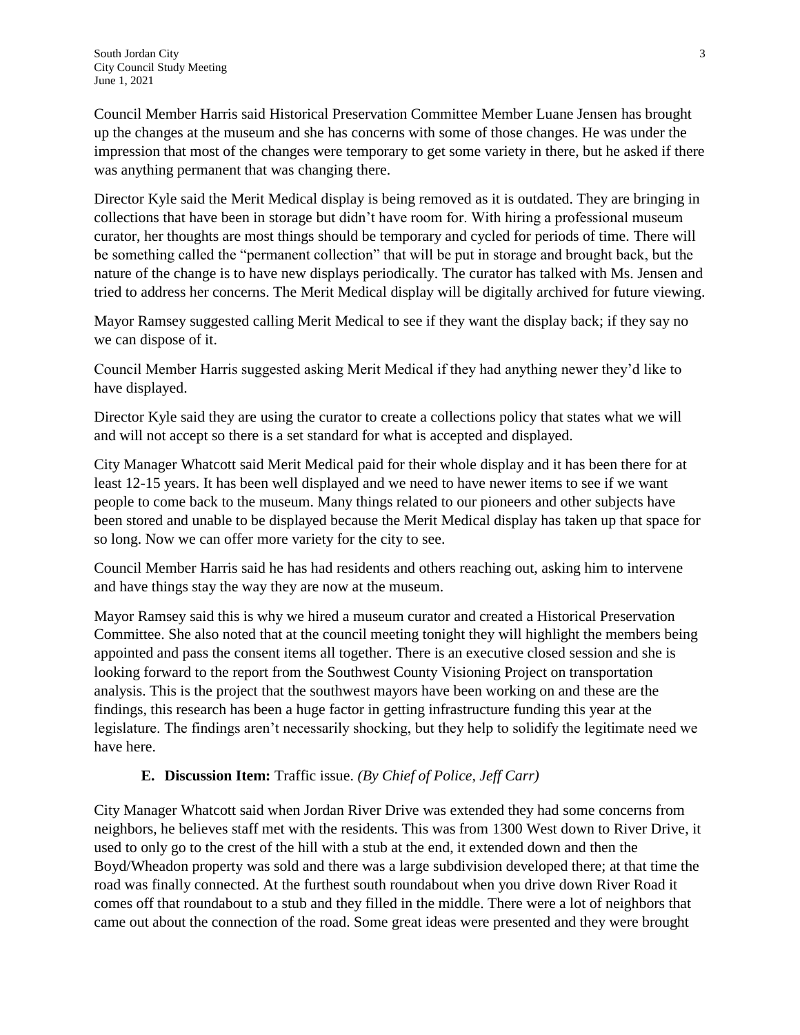Council Member Harris said Historical Preservation Committee Member Luane Jensen has brought up the changes at the museum and she has concerns with some of those changes. He was under the impression that most of the changes were temporary to get some variety in there, but he asked if there was anything permanent that was changing there.

Director Kyle said the Merit Medical display is being removed as it is outdated. They are bringing in collections that have been in storage but didn't have room for. With hiring a professional museum curator, her thoughts are most things should be temporary and cycled for periods of time. There will be something called the "permanent collection" that will be put in storage and brought back, but the nature of the change is to have new displays periodically. The curator has talked with Ms. Jensen and tried to address her concerns. The Merit Medical display will be digitally archived for future viewing.

Mayor Ramsey suggested calling Merit Medical to see if they want the display back; if they say no we can dispose of it.

Council Member Harris suggested asking Merit Medical if they had anything newer they'd like to have displayed.

Director Kyle said they are using the curator to create a collections policy that states what we will and will not accept so there is a set standard for what is accepted and displayed.

City Manager Whatcott said Merit Medical paid for their whole display and it has been there for at least 12-15 years. It has been well displayed and we need to have newer items to see if we want people to come back to the museum. Many things related to our pioneers and other subjects have been stored and unable to be displayed because the Merit Medical display has taken up that space for so long. Now we can offer more variety for the city to see.

Council Member Harris said he has had residents and others reaching out, asking him to intervene and have things stay the way they are now at the museum.

Mayor Ramsey said this is why we hired a museum curator and created a Historical Preservation Committee. She also noted that at the council meeting tonight they will highlight the members being appointed and pass the consent items all together. There is an executive closed session and she is looking forward to the report from the Southwest County Visioning Project on transportation analysis. This is the project that the southwest mayors have been working on and these are the findings, this research has been a huge factor in getting infrastructure funding this year at the legislature. The findings aren't necessarily shocking, but they help to solidify the legitimate need we have here.

**E. Discussion Item:** Traffic issue. *(By Chief of Police, Jeff Carr)*

City Manager Whatcott said when Jordan River Drive was extended they had some concerns from neighbors, he believes staff met with the residents. This was from 1300 West down to River Drive, it used to only go to the crest of the hill with a stub at the end, it extended down and then the Boyd/Wheadon property was sold and there was a large subdivision developed there; at that time the road was finally connected. At the furthest south roundabout when you drive down River Road it comes off that roundabout to a stub and they filled in the middle. There were a lot of neighbors that came out about the connection of the road. Some great ideas were presented and they were brought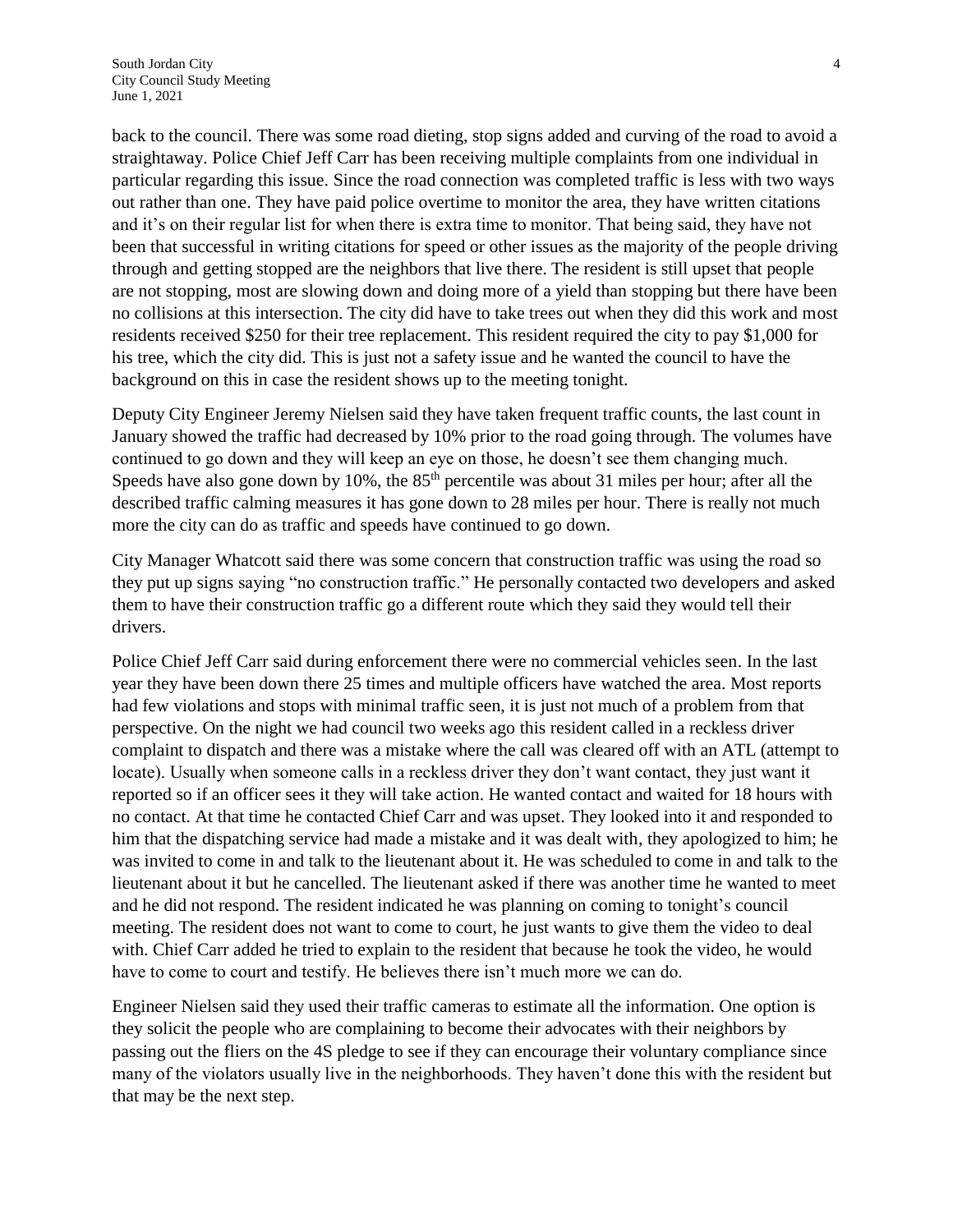back to the council. There was some road dieting, stop signs added and curving of the road to avoid a straightaway. Police Chief Jeff Carr has been receiving multiple complaints from one individual in particular regarding this issue. Since the road connection was completed traffic is less with two ways out rather than one. They have paid police overtime to monitor the area, they have written citations and it's on their regular list for when there is extra time to monitor. That being said, they have not been that successful in writing citations for speed or other issues as the majority of the people driving through and getting stopped are the neighbors that live there. The resident is still upset that people are not stopping, most are slowing down and doing more of a yield than stopping but there have been no collisions at this intersection. The city did have to take trees out when they did this work and most residents received $250 for their tree replacement. This resident required the city to pay $1,000 for his tree, which the city did. This is just not a safety issue and he wanted the council to have the background on this in case the resident shows up to the meeting tonight.

Deputy City Engineer Jeremy Nielsen said they have taken frequent traffic counts, the last count in January showed the traffic had decreased by 10% prior to the road going through. The volumes have continued to go down and they will keep an eye on those, he doesn't see them changing much. Speeds have also gone down by 10%, the 85th percentile was about 31 miles per hour; after all the described traffic calming measures it has gone down to 28 miles per hour. There is really not much more the city can do as traffic and speeds have continued to go down.

City Manager Whatcott said there was some concern that construction traffic was using the road so they put up signs saying "no construction traffic." He personally contacted two developers and asked them to have their construction traffic go a different route which they said they would tell their drivers.

Police Chief Jeff Carr said during enforcement there were no commercial vehicles seen. In the last year they have been down there 25 times and multiple officers have watched the area. Most reports had few violations and stops with minimal traffic seen, it is just not much of a problem from that perspective. On the night we had council two weeks ago this resident called in a reckless driver complaint to dispatch and there was a mistake where the call was cleared off with an ATL (attempt to locate). Usually when someone calls in a reckless driver they don't want contact, they just want it reported so if an officer sees it they will take action. He wanted contact and waited for 18 hours with no contact. At that time he contacted Chief Carr and was upset. They looked into it and responded to him that the dispatching service had made a mistake and it was dealt with, they apologized to him; he was invited to come in and talk to the lieutenant about it. He was scheduled to come in and talk to the lieutenant about it but he cancelled. The lieutenant asked if there was another time he wanted to meet and he did not respond. The resident indicated he was planning on coming to tonight's council meeting. The resident does not want to come to court, he just wants to give them the video to deal with. Chief Carr added he tried to explain to the resident that because he took the video, he would have to come to court and testify. He believes there isn't much more we can do.

Engineer Nielsen said they used their traffic cameras to estimate all the information. One option is they solicit the people who are complaining to become their advocates with their neighbors by passing out the fliers on the 4S pledge to see if they can encourage their voluntary compliance since many of the violators usually live in the neighborhoods. They haven't done this with the resident but that may be the next step.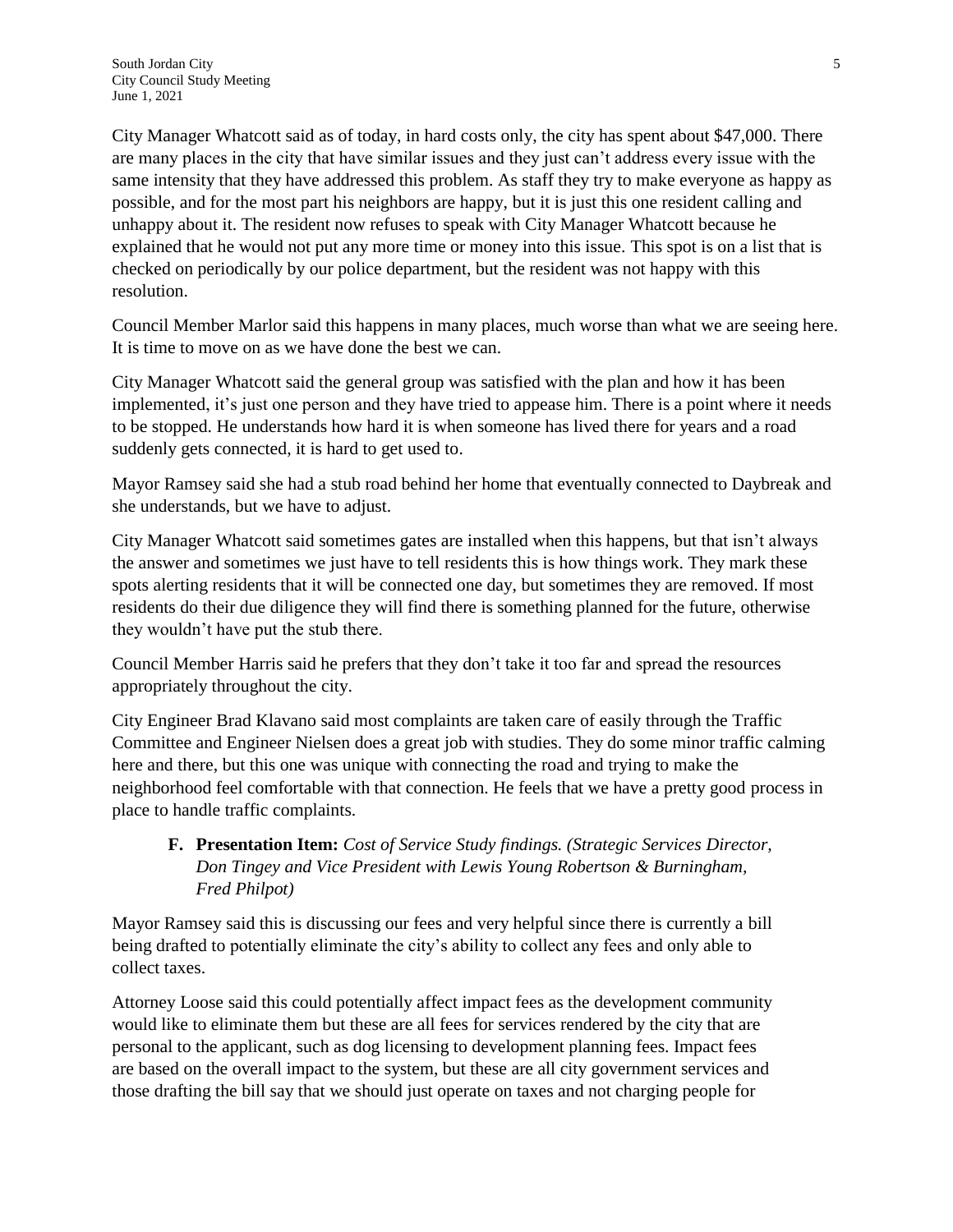City Manager Whatcott said as of today, in hard costs only, the city has spent about $47,000. There are many places in the city that have similar issues and they just can't address every issue with the same intensity that they have addressed this problem. As staff they try to make everyone as happy as possible, and for the most part his neighbors are happy, but it is just this one resident calling and unhappy about it. The resident now refuses to speak with City Manager Whatcott because he explained that he would not put any more time or money into this issue. This spot is on a list that is checked on periodically by our police department, but the resident was not happy with this resolution.

Council Member Marlor said this happens in many places, much worse than what we are seeing here. It is time to move on as we have done the best we can.

City Manager Whatcott said the general group was satisfied with the plan and how it has been implemented, it's just one person and they have tried to appease him. There is a point where it needs to be stopped. He understands how hard it is when someone has lived there for years and a road suddenly gets connected, it is hard to get used to.

Mayor Ramsey said she had a stub road behind her home that eventually connected to Daybreak and she understands, but we have to adjust.

City Manager Whatcott said sometimes gates are installed when this happens, but that isn't always the answer and sometimes we just have to tell residents this is how things work. They mark these spots alerting residents that it will be connected one day, but sometimes they are removed. If most residents do their due diligence they will find there is something planned for the future, otherwise they wouldn't have put the stub there.

Council Member Harris said he prefers that they don't take it too far and spread the resources appropriately throughout the city.

City Engineer Brad Klavano said most complaints are taken care of easily through the Traffic Committee and Engineer Nielsen does a great job with studies. They do some minor traffic calming here and there, but this one was unique with connecting the road and trying to make the neighborhood feel comfortable with that connection. He feels that we have a pretty good process in place to handle traffic complaints.

**F. Presentation Item:** *Cost of Service Study findings. (Strategic Services Director, Don Tingey and Vice President with Lewis Young Robertson & Burningham, Fred Philpot)*

Mayor Ramsey said this is discussing our fees and very helpful since there is currently a bill being drafted to potentially eliminate the city's ability to collect any fees and only able to collect taxes.

Attorney Loose said this could potentially affect impact fees as the development community would like to eliminate them but these are all fees for services rendered by the city that are personal to the applicant, such as dog licensing to development planning fees. Impact fees are based on the overall impact to the system, but these are all city government services and those drafting the bill say that we should just operate on taxes and not charging people for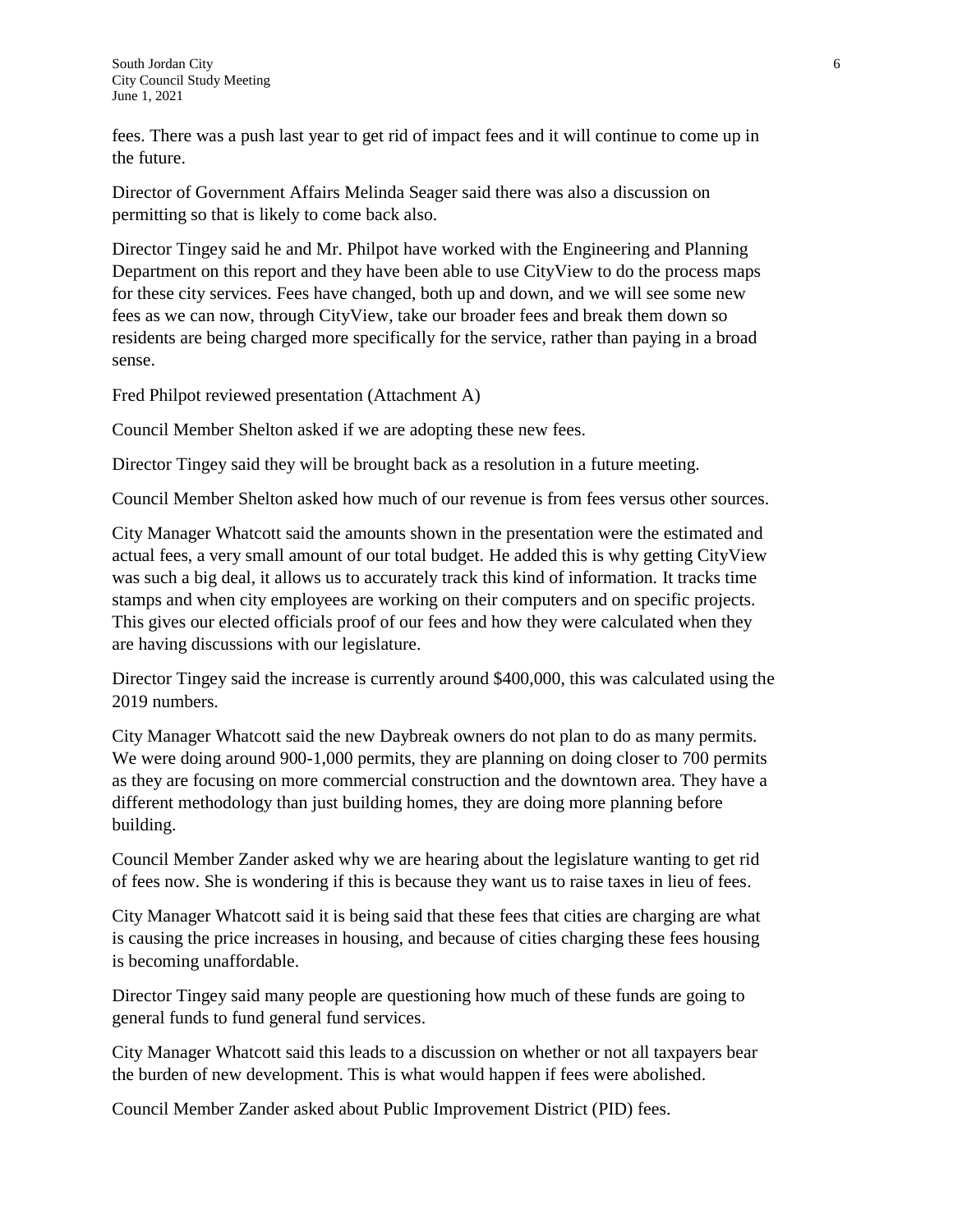fees. There was a push last year to get rid of impact fees and it will continue to come up in the future.

Director of Government Affairs Melinda Seager said there was also a discussion on permitting so that is likely to come back also.

Director Tingey said he and Mr. Philpot have worked with the Engineering and Planning Department on this report and they have been able to use CityView to do the process maps for these city services. Fees have changed, both up and down, and we will see some new fees as we can now, through CityView, take our broader fees and break them down so residents are being charged more specifically for the service, rather than paying in a broad sense.

Fred Philpot reviewed presentation (Attachment A)

Council Member Shelton asked if we are adopting these new fees.

Director Tingey said they will be brought back as a resolution in a future meeting.

Council Member Shelton asked how much of our revenue is from fees versus other sources.

City Manager Whatcott said the amounts shown in the presentation were the estimated and actual fees, a very small amount of our total budget. He added this is why getting CityView was such a big deal, it allows us to accurately track this kind of information. It tracks time stamps and when city employees are working on their computers and on specific projects. This gives our elected officials proof of our fees and how they were calculated when they are having discussions with our legislature.

Director Tingey said the increase is currently around $400,000, this was calculated using the 2019 numbers.

City Manager Whatcott said the new Daybreak owners do not plan to do as many permits. We were doing around 900-1,000 permits, they are planning on doing closer to 700 permits as they are focusing on more commercial construction and the downtown area. They have a different methodology than just building homes, they are doing more planning before building.

Council Member Zander asked why we are hearing about the legislature wanting to get rid of fees now. She is wondering if this is because they want us to raise taxes in lieu of fees.

City Manager Whatcott said it is being said that these fees that cities are charging are what is causing the price increases in housing, and because of cities charging these fees housing is becoming unaffordable.

Director Tingey said many people are questioning how much of these funds are going to general funds to fund general fund services.

City Manager Whatcott said this leads to a discussion on whether or not all taxpayers bear the burden of new development. This is what would happen if fees were abolished.

Council Member Zander asked about Public Improvement District (PID) fees.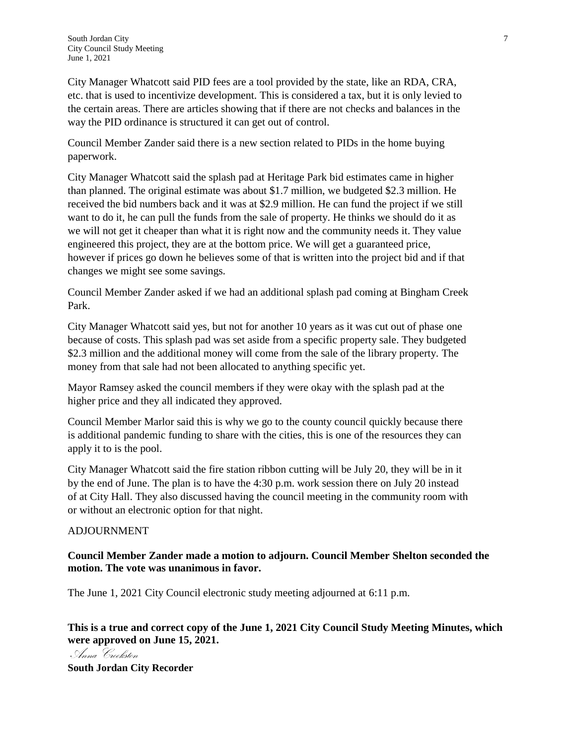City Manager Whatcott said PID fees are a tool provided by the state, like an RDA, CRA, etc. that is used to incentivize development. This is considered a tax, but it is only levied to the certain areas. There are articles showing that if there are not checks and balances in the way the PID ordinance is structured it can get out of control.

Council Member Zander said there is a new section related to PIDs in the home buying paperwork.

City Manager Whatcott said the splash pad at Heritage Park bid estimates came in higher than planned. The original estimate was about $1.7 million, we budgeted $2.3 million. He received the bid numbers back and it was at $2.9 million. He can fund the project if we still want to do it, he can pull the funds from the sale of property. He thinks we should do it as we will not get it cheaper than what it is right now and the community needs it. They value engineered this project, they are at the bottom price. We will get a guaranteed price, however if prices go down he believes some of that is written into the project bid and if that changes we might see some savings.

Council Member Zander asked if we had an additional splash pad coming at Bingham Creek Park.

City Manager Whatcott said yes, but not for another 10 years as it was cut out of phase one because of costs. This splash pad was set aside from a specific property sale. They budgeted $2.3 million and the additional money will come from the sale of the library property. The money from that sale had not been allocated to anything specific yet.

Mayor Ramsey asked the council members if they were okay with the splash pad at the higher price and they all indicated they approved.

Council Member Marlor said this is why we go to the county council quickly because there is additional pandemic funding to share with the cities, this is one of the resources they can apply it to is the pool.

City Manager Whatcott said the fire station ribbon cutting will be July 20, they will be in it by the end of June. The plan is to have the 4:30 p.m. work session there on July 20 instead of at City Hall. They also discussed having the council meeting in the community room with or without an electronic option for that night.

ADJOURNMENT

**Council Member Zander made a motion to adjourn. Council Member Shelton seconded the motion. The vote was unanimous in favor.**

The June 1, 2021 City Council electronic study meeting adjourned at 6:11 p.m.

**This is a true and correct copy of the June 1, 2021 City Council Study Meeting Minutes, which were approved on June 15, 2021.**

*Anna Crookston*

**South Jordan City Recorder**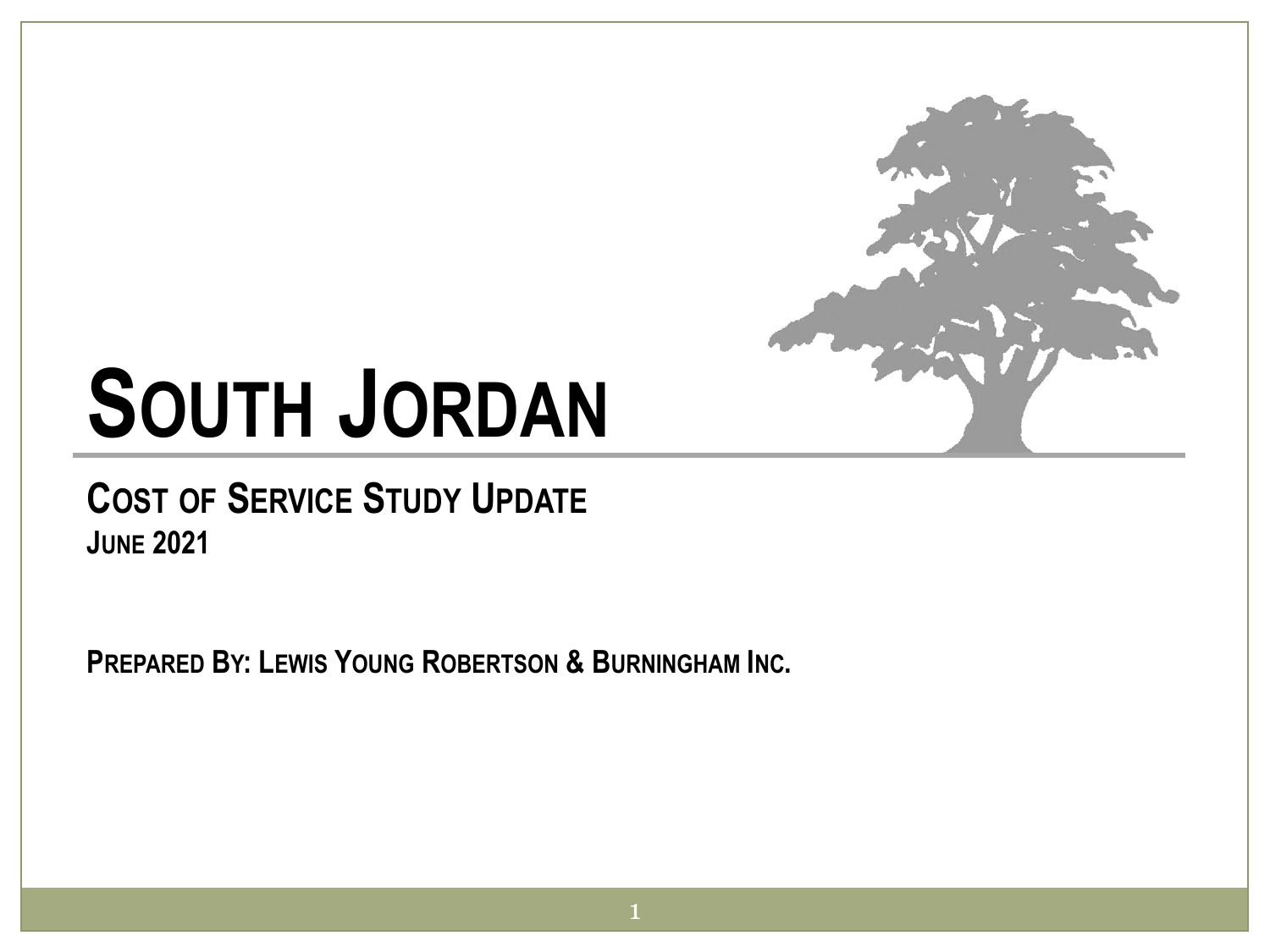# SOUTH JORDAN

## COST OF SERVICE STUDY UPDATE

**JUNE 2021**

**PREPARED BY: LEWIS YOUNG ROBERTSON & BURNINGHAM INC.**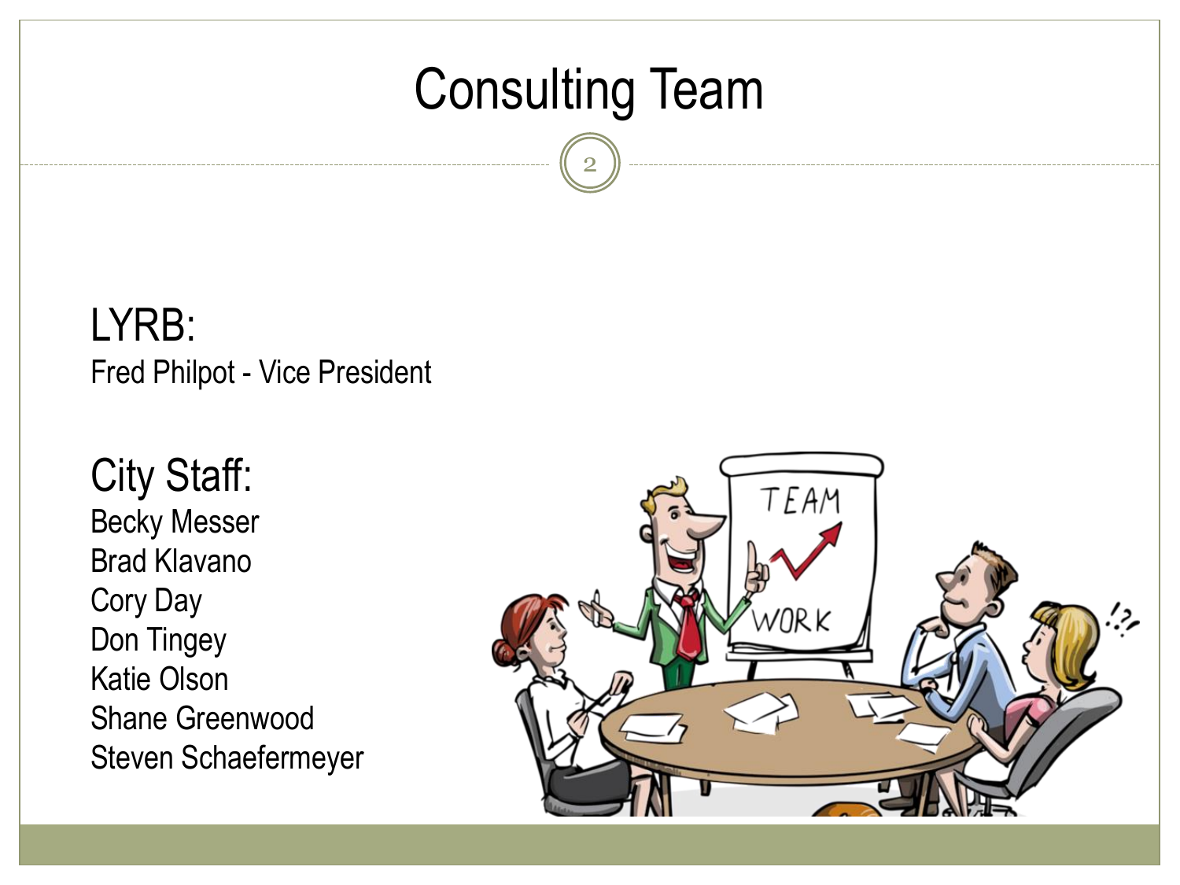# Consulting Team

**LYRB:**

Fred Philpot - Vice President

**City Staff:**

Becky Messer
Brad Klavano
Cory Day
Don Tingey
Katie Olson
Shane Greenwood
Steven Schaefermeyer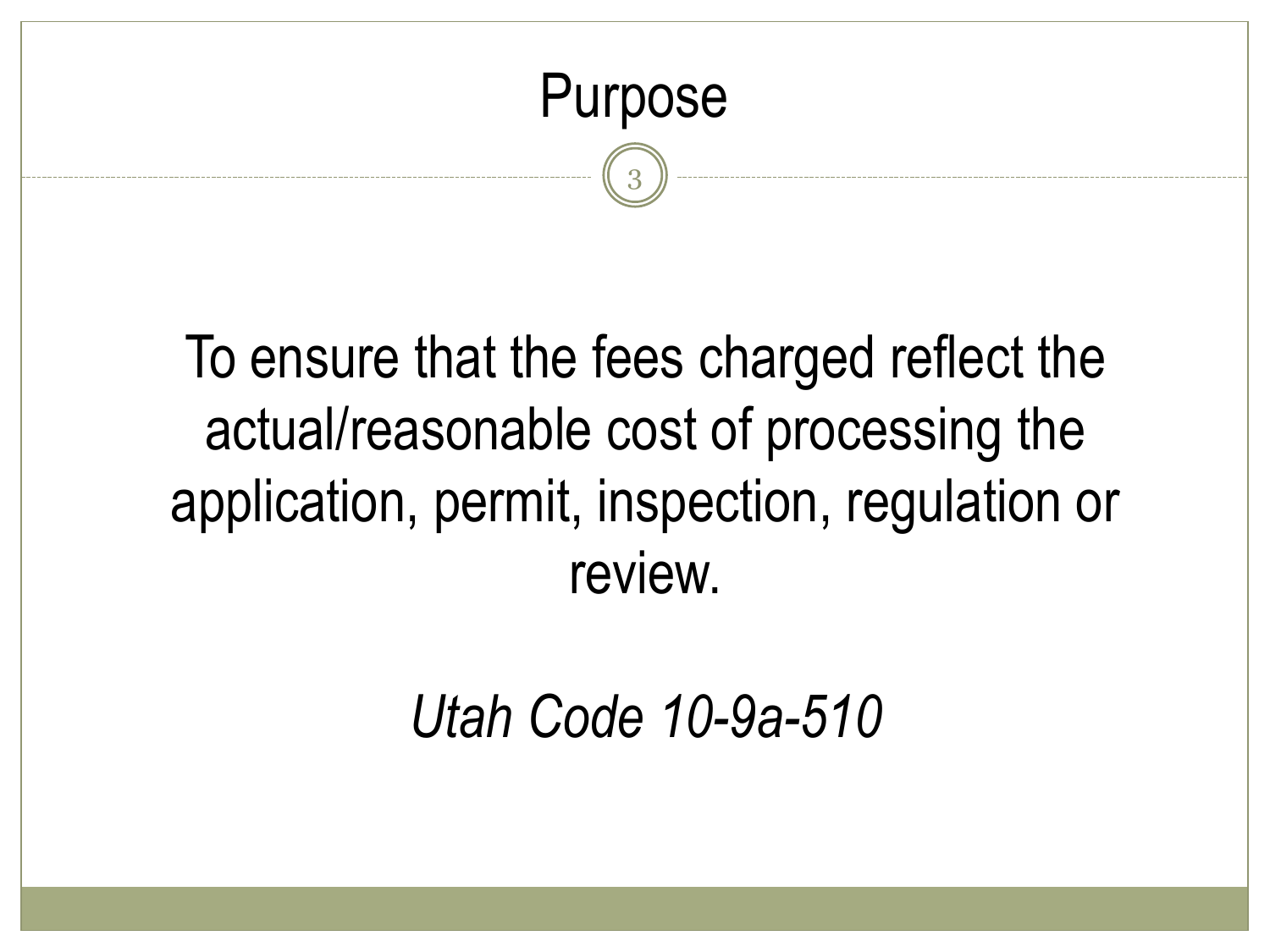# Purpose

To ensure that the fees charged reflect the actual/reasonable cost of processing the application, permit, inspection, regulation or review.

*Utah Code 10-9a-510*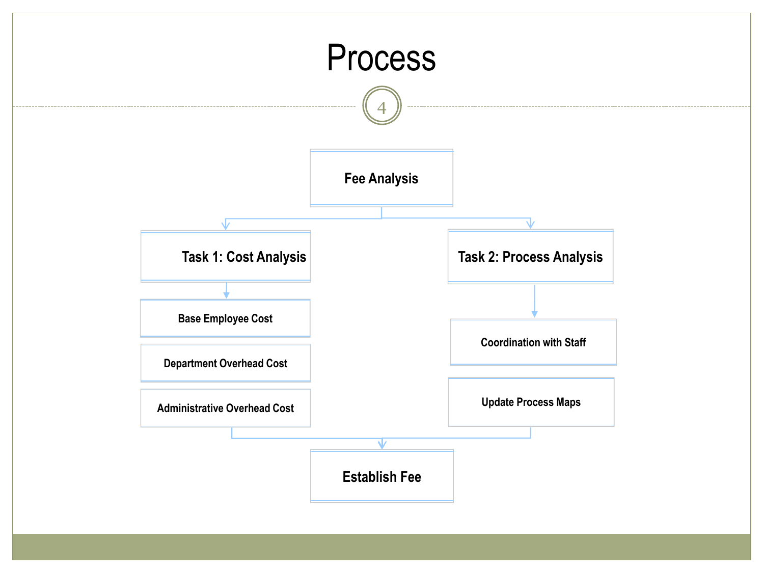# Process

- **Fee Analysis**
  - **Task 1: Cost Analysis**
    - Base Employee Cost
    - Department Overhead Cost
    - Administrative Overhead Cost
  - **Task 2: Process Analysis**
    - Coordination with Staff
    - Update Process Maps
- **Establish Fee**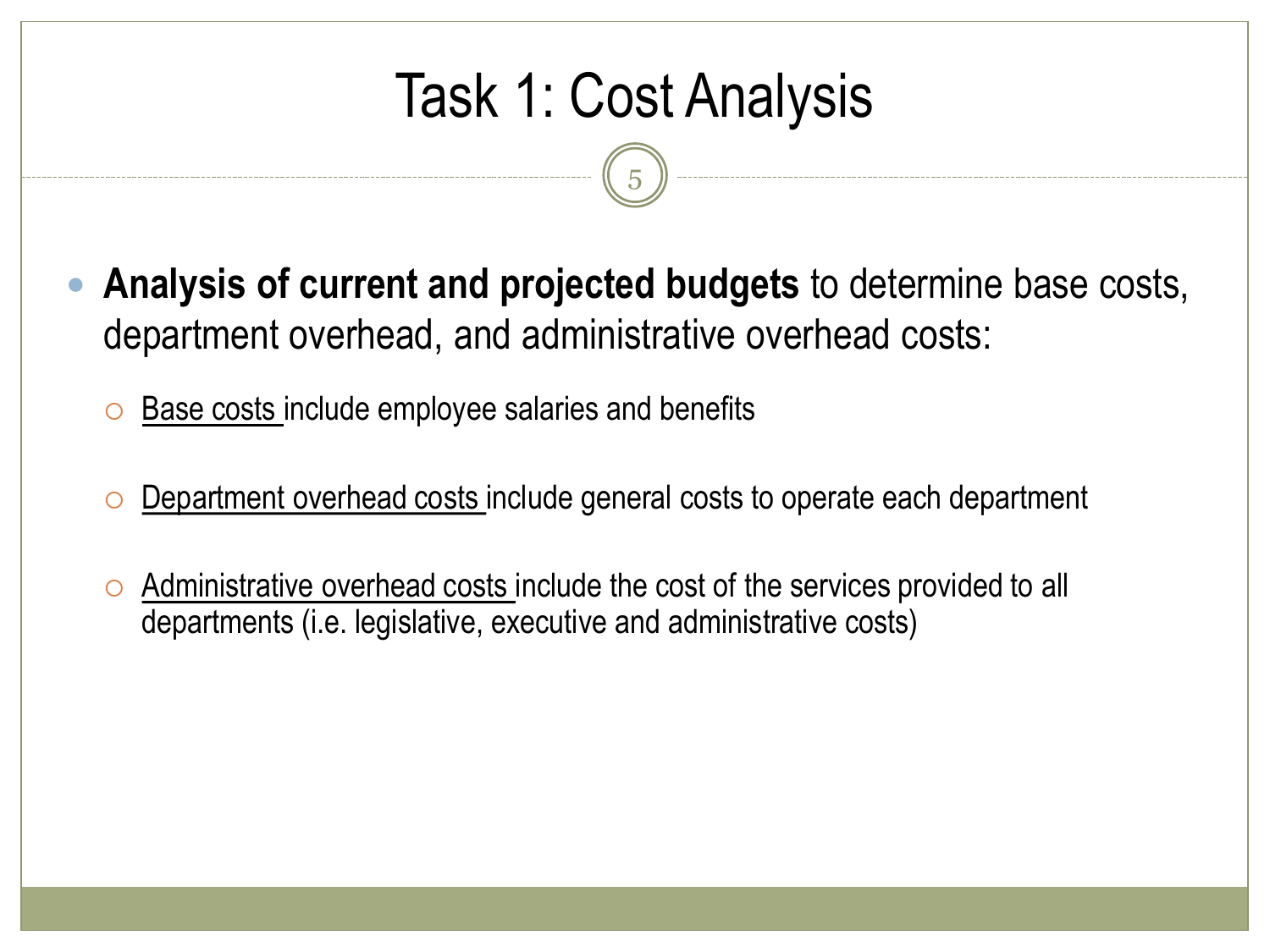# Task 1: Cost Analysis

- **Analysis of current and projected budgets** to determine base costs, department overhead, and administrative overhead costs:
  - Base costs include employee salaries and benefits
  - Department overhead costs include general costs to operate each department
  - Administrative overhead costs include the cost of the services provided to all departments (i.e. legislative, executive and administrative costs)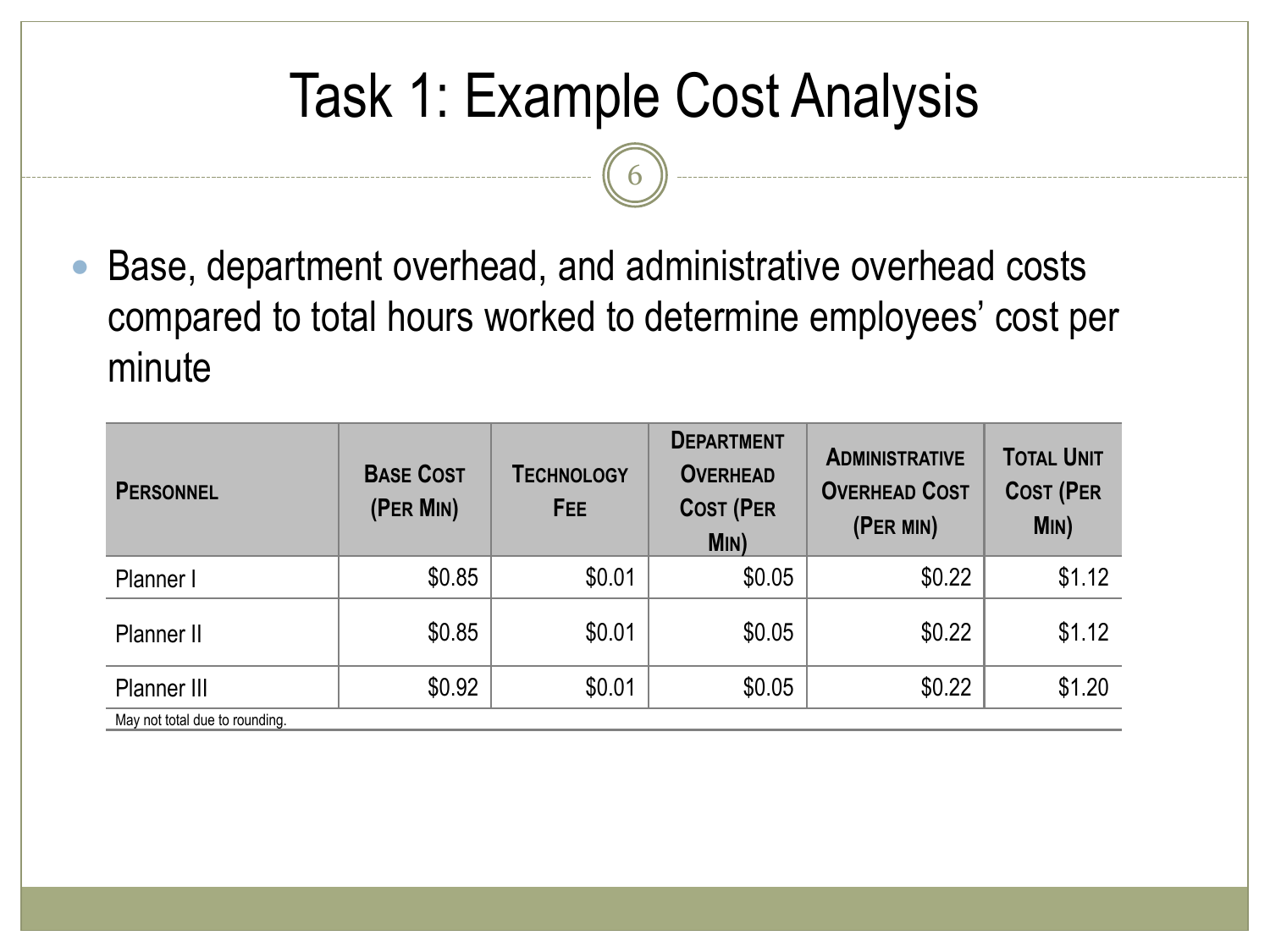# Task 1: Example Cost Analysis

- Base, department overhead, and administrative overhead costs compared to total hours worked to determine employees' cost per minute

| Personnel | Base Cost (Per Min) | Technology Fee | Department Overhead Cost (Per Min) | Administrative Overhead Cost (Per min) | Total Unit Cost (Per Min) |
|---|---|---|---|---|---|
| Planner I | $0.85 | $0.01 | $0.05 | $0.22 | $1.12 |
| Planner II | $0.85 | $0.01 | $0.05 | $0.22 | $1.12 |
| Planner III | $0.92 | $0.01 | $0.05 | $0.22 | $1.20 |

May not total due to rounding.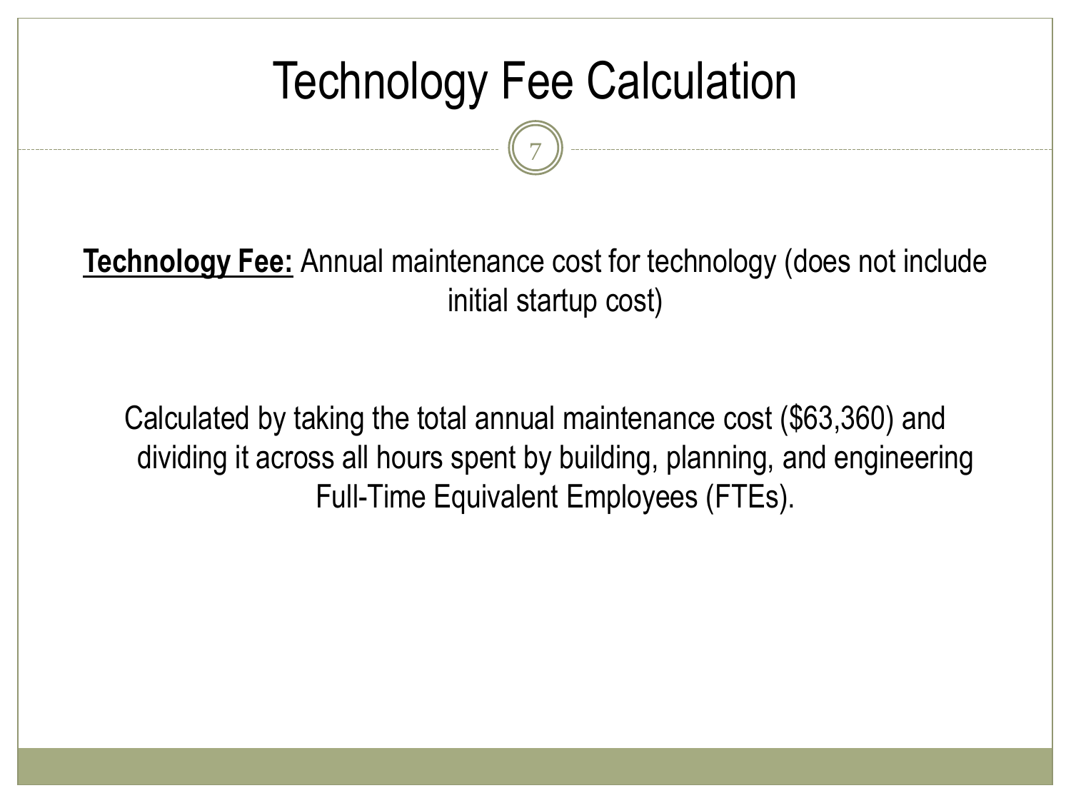# Technology Fee Calculation

**Technology Fee:** Annual maintenance cost for technology (does not include initial startup cost)

Calculated by taking the total annual maintenance cost ($63,360) and dividing it across all hours spent by building, planning, and engineering Full-Time Equivalent Employees (FTEs).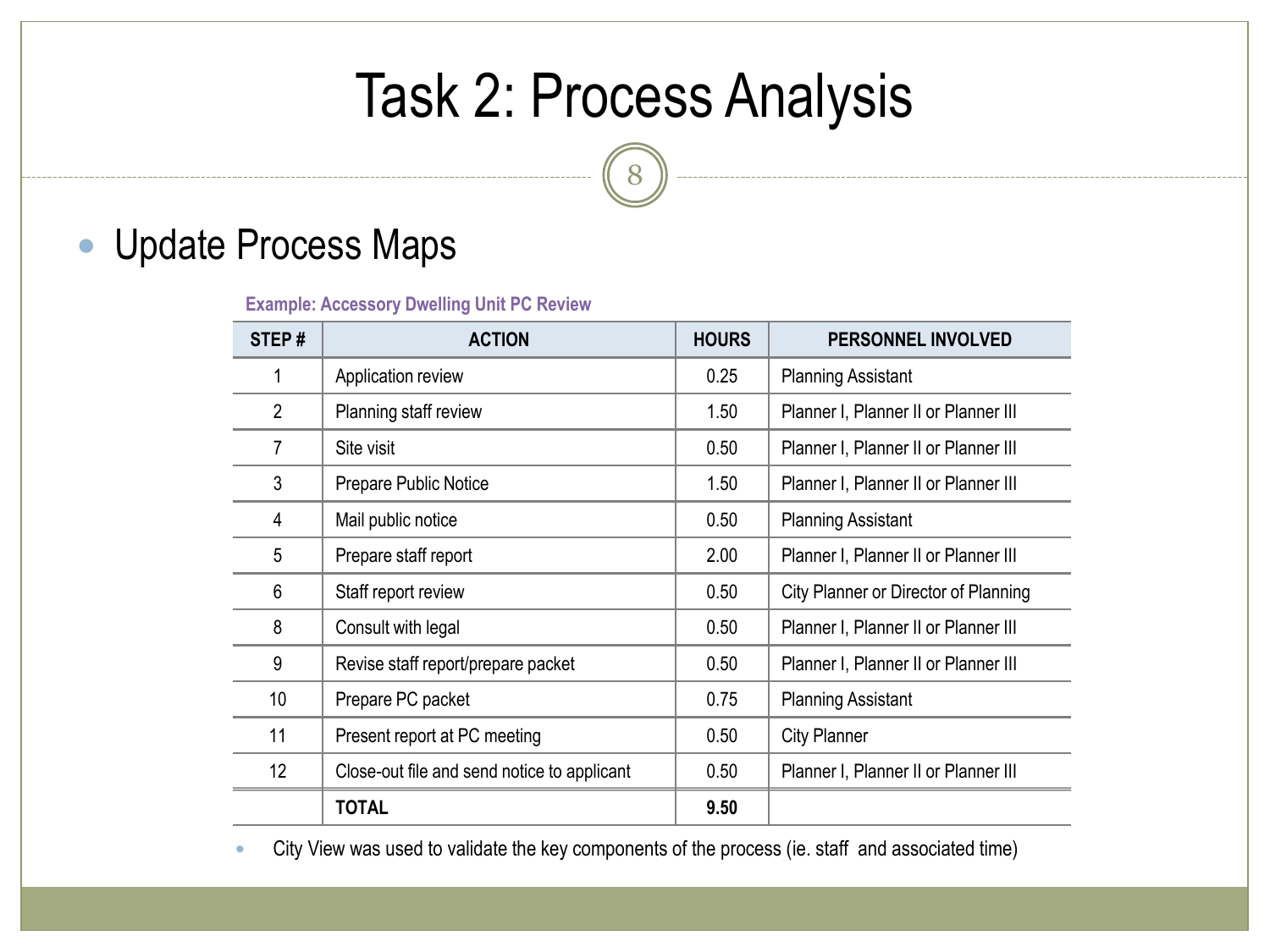# Task 2: Process Analysis

- Update Process Maps

**Example: Accessory Dwelling Unit PC Review**

| STEP # | ACTION | HOURS | PERSONNEL INVOLVED |
|---|---|---|---|
| 1 | Application review | 0.25 | Planning Assistant |
| 2 | Planning staff review | 1.50 | Planner I, Planner II or Planner III |
| 7 | Site visit | 0.50 | Planner I, Planner II or Planner III |
| 3 | Prepare Public Notice | 1.50 | Planner I, Planner II or Planner III |
| 4 | Mail public notice | 0.50 | Planning Assistant |
| 5 | Prepare staff report | 2.00 | Planner I, Planner II or Planner III |
| 6 | Staff report review | 0.50 | City Planner or Director of Planning |
| 8 | Consult with legal | 0.50 | Planner I, Planner II or Planner III |
| 9 | Revise staff report/prepare packet | 0.50 | Planner I, Planner II or Planner III |
| 10 | Prepare PC packet | 0.75 | Planning Assistant |
| 11 | Present report at PC meeting | 0.50 | City Planner |
| 12 | Close-out file and send notice to applicant | 0.50 | Planner I, Planner II or Planner III |
| | **TOTAL** | **9.50** | |

- City View was used to validate the key components of the process (ie. staff and associated time)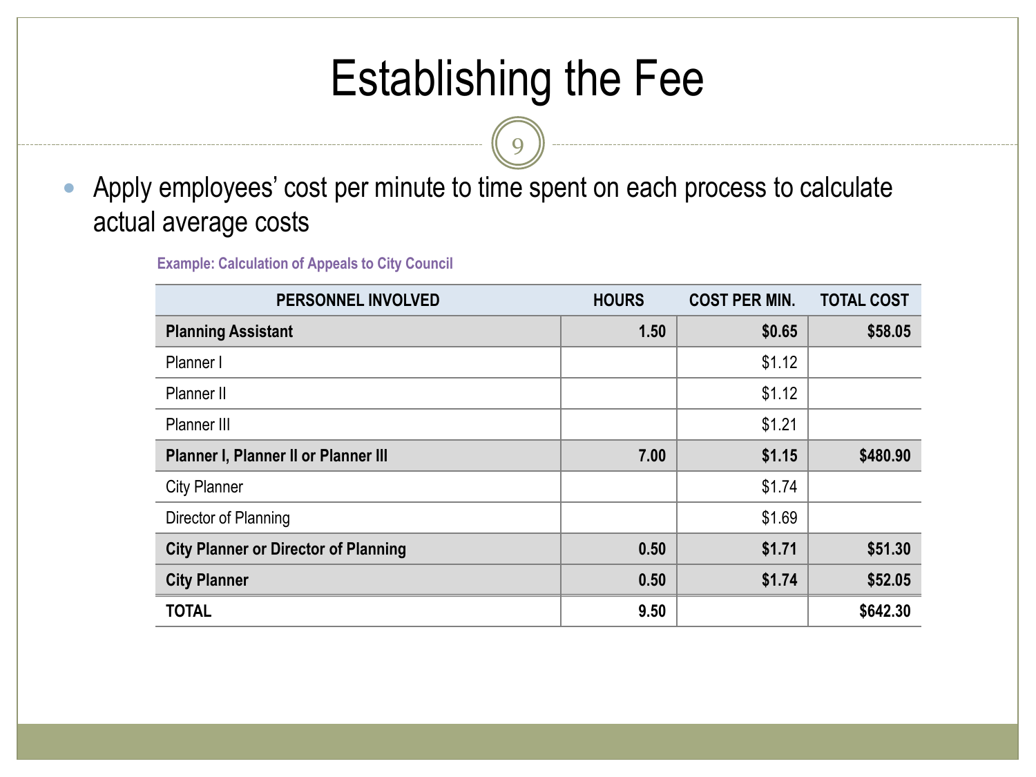# Establishing the Fee

- Apply employees' cost per minute to time spent on each process to calculate actual average costs

**Example: Calculation of Appeals to City Council**

| PERSONNEL INVOLVED | HOURS | COST PER MIN. | TOTAL COST |
|---|---|---|---|
| **Planning Assistant** | **1.50** | **$0.65** | **$58.05** |
| Planner I | | $1.12 | |
| Planner II | | $1.12 | |
| Planner III | | $1.21 | |
| **Planner I, Planner II or Planner III** | **7.00** | **$1.15** | **$480.90** |
| City Planner | | $1.74 | |
| Director of Planning | | $1.69 | |
| **City Planner or Director of Planning** | **0.50** | **$1.71** | **$51.30** |
| **City Planner** | **0.50** | **$1.74** | **$52.05** |
| **TOTAL** | **9.50** | | **$642.30** |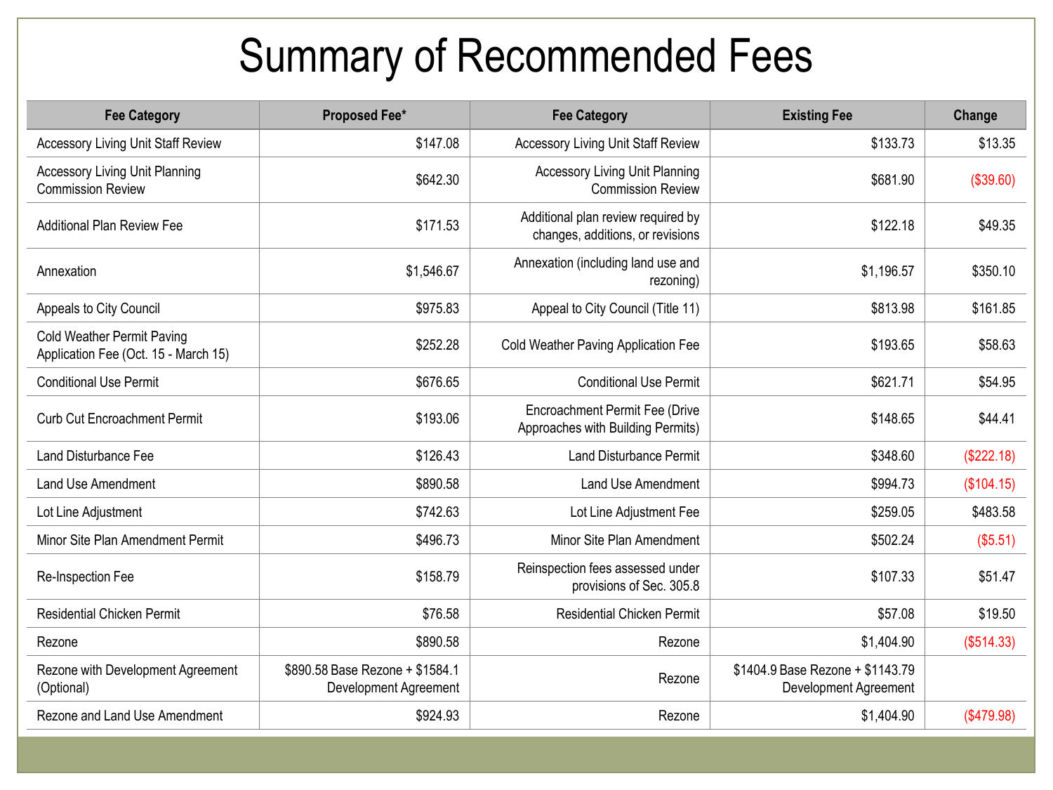# Summary of Recommended Fees

| Fee Category | Proposed Fee* | Fee Category | Existing Fee | Change |
|---|---|---|---|---|
| Accessory Living Unit Staff Review | $147.08 | Accessory Living Unit Staff Review | $133.73 | $13.35 |
| Accessory Living Unit Planning Commission Review | $642.30 | Accessory Living Unit Planning Commission Review | $681.90 | ($39.60) |
| Additional Plan Review Fee | $171.53 | Additional plan review required by changes, additions, or revisions | $122.18 | $49.35 |
| Annexation | $1,546.67 | Annexation (including land use and rezoning) | $1,196.57 | $350.10 |
| Appeals to City Council | $975.83 | Appeal to City Council (Title 11) | $813.98 | $161.85 |
| Cold Weather Permit Paving Application Fee (Oct. 15 - March 15) | $252.28 | Cold Weather Paving Application Fee | $193.65 | $58.63 |
| Conditional Use Permit | $676.65 | Conditional Use Permit | $621.71 | $54.95 |
| Curb Cut Encroachment Permit | $193.06 | Encroachment Permit Fee (Drive Approaches with Building Permits) | $148.65 | $44.41 |
| Land Disturbance Fee | $126.43 | Land Disturbance Permit | $348.60 | ($222.18) |
| Land Use Amendment | $890.58 | Land Use Amendment | $994.73 | ($104.15) |
| Lot Line Adjustment | $742.63 | Lot Line Adjustment Fee | $259.05 | $483.58 |
| Minor Site Plan Amendment Permit | $496.73 | Minor Site Plan Amendment | $502.24 | ($5.51) |
| Re-Inspection Fee | $158.79 | Reinspection fees assessed under provisions of Sec. 305.8 | $107.33 | $51.47 |
| Residential Chicken Permit | $76.58 | Residential Chicken Permit | $57.08 | $19.50 |
| Rezone | $890.58 | Rezone | $1,404.90 | ($514.33) |
| Rezone with Development Agreement (Optional) | $890.58 Base Rezone + $1584.1 Development Agreement | Rezone | $1404.9 Base Rezone + $1143.79 Development Agreement | |
| Rezone and Land Use Amendment | $924.93 | Rezone | $1,404.90 | ($479.98) |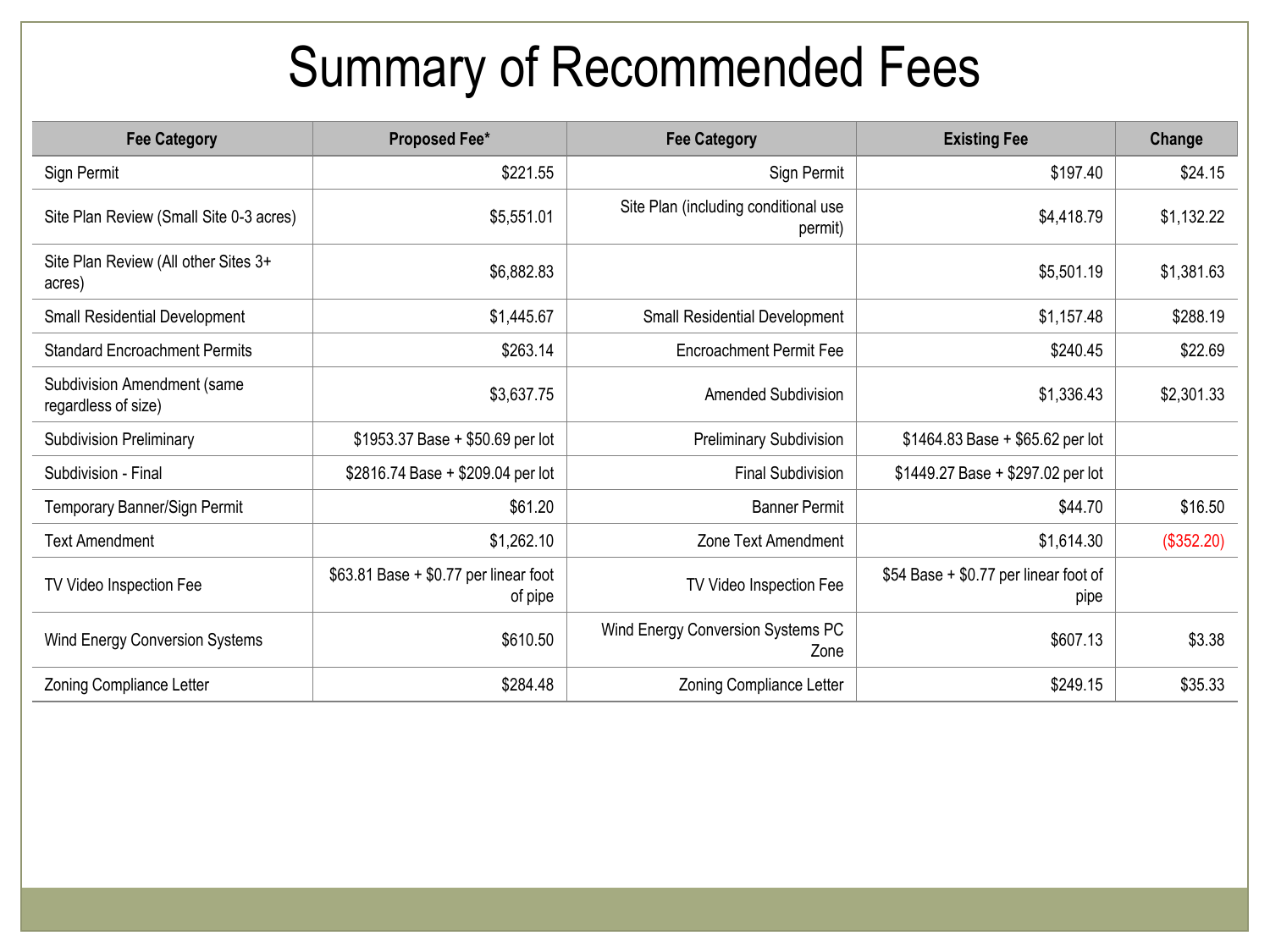# Summary of Recommended Fees

| Fee Category | Proposed Fee* | Fee Category | Existing Fee | Change |
|---|---|---|---|---|
| Sign Permit | $221.55 | Sign Permit | $197.40 | $24.15 |
| Site Plan Review (Small Site 0-3 acres) | $5,551.01 | Site Plan (including conditional use permit) | $4,418.79 | $1,132.22 |
| Site Plan Review (All other Sites 3+ acres) | $6,882.83 | | $5,501.19 | $1,381.63 |
| Small Residential Development | $1,445.67 | Small Residential Development | $1,157.48 | $288.19 |
| Standard Encroachment Permits | $263.14 | Encroachment Permit Fee | $240.45 | $22.69 |
| Subdivision Amendment (same regardless of size) | $3,637.75 | Amended Subdivision | $1,336.43 | $2,301.33 |
| Subdivision Preliminary | $1953.37 Base + $50.69 per lot | Preliminary Subdivision | $1464.83 Base + $65.62 per lot | |
| Subdivision - Final | $2816.74 Base + $209.04 per lot | Final Subdivision | $1449.27 Base + $297.02 per lot | |
| Temporary Banner/Sign Permit | $61.20 | Banner Permit | $44.70 | $16.50 |
| Text Amendment | $1,262.10 | Zone Text Amendment | $1,614.30 | ($352.20) |
| TV Video Inspection Fee | $63.81 Base + $0.77 per linear foot of pipe | TV Video Inspection Fee | $54 Base + $0.77 per linear foot of pipe | |
| Wind Energy Conversion Systems | $610.50 | Wind Energy Conversion Systems PC Zone | $607.13 | $3.38 |
| Zoning Compliance Letter | $284.48 | Zoning Compliance Letter | $249.15 | $35.33 |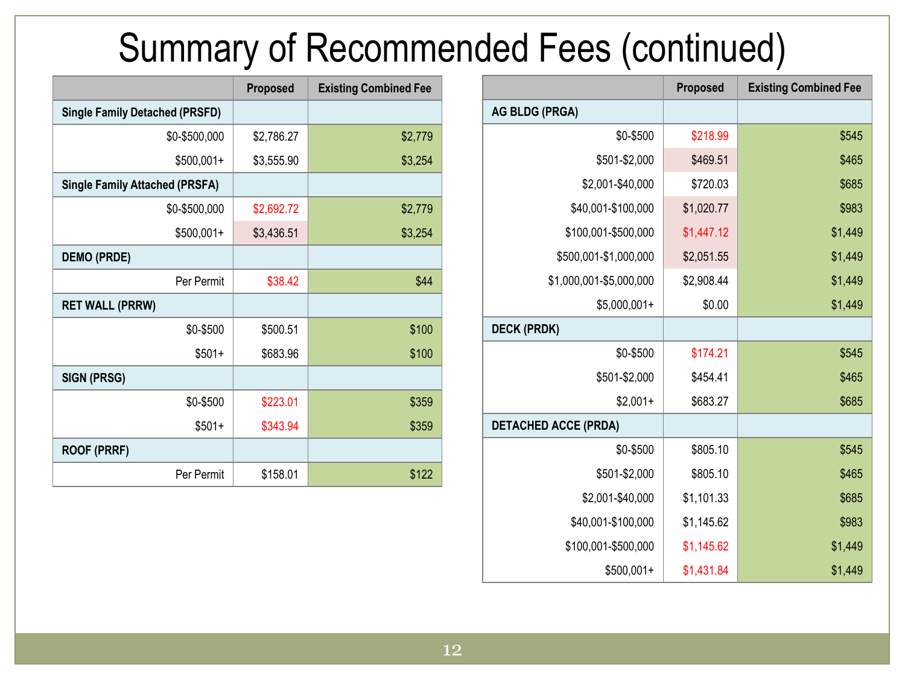# Summary of Recommended Fees (continued)

| | Proposed | Existing Combined Fee |
|---|---|---|
| **Single Family Detached (PRSFD)** | | |
| $0-$500,000 | $2,786.27 | $2,779 |
| $500,001+ | $3,555.90 | $3,254 |
| **Single Family Attached (PRSFA)** | | |
| $0-$500,000 | $2,692.72 | $2,779 |
| $500,001+ | $3,436.51 | $3,254 |
| **DEMO (PRDE)** | | |
| Per Permit | $38.42 | $44 |
| **RET WALL (PRRW)** | | |
| $0-$500 | $500.51 | $100 |
| $501+ | $683.96 | $100 |
| **SIGN (PRSG)** | | |
| $0-$500 | $223.01 | $359 |
| $501+ | $343.94 | $359 |
| **ROOF (PRRF)** | | |
| Per Permit | $158.01 | $122 |

| | Proposed | Existing Combined Fee |
|---|---|---|
| **AG BLDG (PRGA)** | | |
| $0-$500 | $218.99 | $545 |
| $501-$2,000 | $469.51 | $465 |
| $2,001-$40,000 | $720.03 | $685 |
| $40,001-$100,000 | $1,020.77 | $983 |
| $100,001-$500,000 | $1,447.12 | $1,449 |
| $500,001-$1,000,000 | $2,051.55 | $1,449 |
| $1,000,001-$5,000,000 | $2,908.44 | $1,449 |
| $5,000,001+ | $0.00 | $1,449 |
| **DECK (PRDK)** | | |
| $0-$500 | $174.21 | $545 |
| $501-$2,000 | $454.41 | $465 |
| $2,001+ | $683.27 | $685 |
| **DETACHED ACCE (PRDA)** | | |
| $0-$500 | $805.10 | $545 |
| $501-$2,000 | $805.10 | $465 |
| $2,001-$40,000 | $1,101.33 | $685 |
| $40,001-$100,000 | $1,145.62 | $983 |
| $100,001-$500,000 | $1,145.62 | $1,449 |
| $500,001+ | $1,431.84 | $1,449 |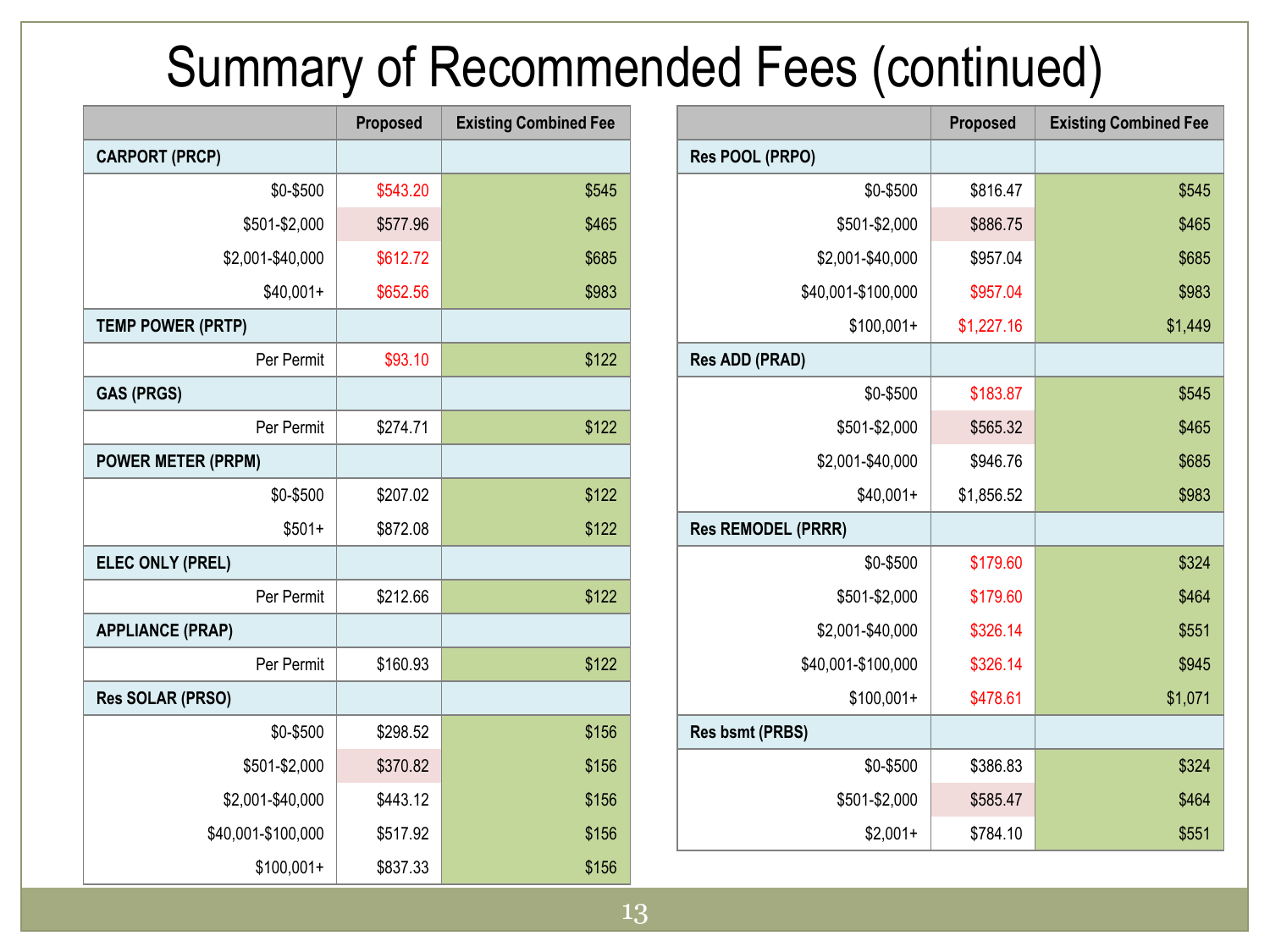# Summary of Recommended Fees (continued)

| | Proposed | Existing Combined Fee |
|---|---|---|
| **CARPORT (PRCP)** | | |
| $0-$500 | $543.20 | $545 |
| $501-$2,000 | $577.96 | $465 |
| $2,001-$40,000 | $612.72 | $685 |
| $40,001+ | $652.56 | $983 |
| **TEMP POWER (PRTP)** | | |
| Per Permit | $93.10 | $122 |
| **GAS (PRGS)** | | |
| Per Permit | $274.71 | $122 |
| **POWER METER (PRPM)** | | |
| $0-$500 | $207.02 | $122 |
| $501+ | $872.08 | $122 |
| **ELEC ONLY (PREL)** | | |
| Per Permit | $212.66 | $122 |
| **APPLIANCE (PRAP)** | | |
| Per Permit | $160.93 | $122 |
| **Res SOLAR (PRSO)** | | |
| $0-$500 | $298.52 | $156 |
| $501-$2,000 | $370.82 | $156 |
| $2,001-$40,000 | $443.12 | $156 |
| $40,001-$100,000 | $517.92 | $156 |
| $100,001+ | $837.33 | $156 |

| | Proposed | Existing Combined Fee |
|---|---|---|
| **Res POOL (PRPO)** | | |
| $0-$500 | $816.47 | $545 |
| $501-$2,000 | $886.75 | $465 |
| $2,001-$40,000 | $957.04 | $685 |
| $40,001-$100,000 | $957.04 | $983 |
| $100,001+ | $1,227.16 | $1,449 |
| **Res ADD (PRAD)** | | |
| $0-$500 | $183.87 | $545 |
| $501-$2,000 | $565.32 | $465 |
| $2,001-$40,000 | $946.76 | $685 |
| $40,001+ | $1,856.52 | $983 |
| **Res REMODEL (PRRR)** | | |
| $0-$500 | $179.60 | $324 |
| $501-$2,000 | $179.60 | $464 |
| $2,001-$40,000 | $326.14 | $551 |
| $40,001-$100,000 | $326.14 | $945 |
| $100,001+ | $478.61 | $1,071 |
| **Res bsmt (PRBS)** | | |
| $0-$500 | $386.83 | $324 |
| $501-$2,000 | $585.47 | $464 |
| $2,001+ | $784.10 | $551 |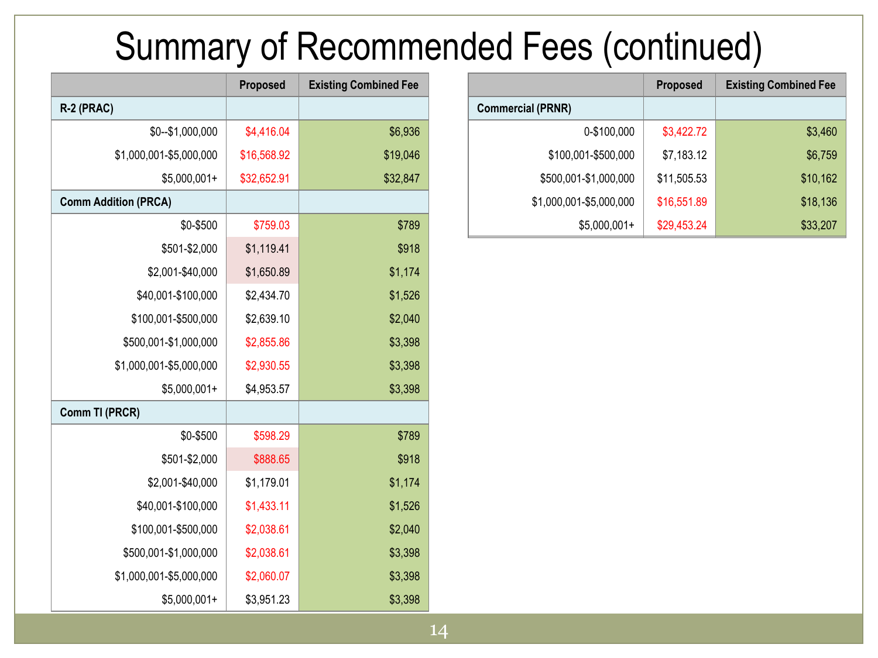# Summary of Recommended Fees (continued)

| | Proposed | Existing Combined Fee |
|---|---|---|
| **R-2 (PRAC)** | | |
| $0--$1,000,000 | $4,416.04 | $6,936 |
| $1,000,001-$5,000,000 | $16,568.92 | $19,046 |
| $5,000,001+ | $32,652.91 | $32,847 |
| **Comm Addition (PRCA)** | | |
| $0-$500 | $759.03 | $789 |
| $501-$2,000 | $1,119.41 | $918 |
| $2,001-$40,000 | $1,650.89 | $1,174 |
| $40,001-$100,000 | $2,434.70 | $1,526 |
| $100,001-$500,000 | $2,639.10 | $2,040 |
| $500,001-$1,000,000 | $2,855.86 | $3,398 |
| $1,000,001-$5,000,000 | $2,930.55 | $3,398 |
| $5,000,001+ | $4,953.57 | $3,398 |
| **Comm TI (PRCR)** | | |
| $0-$500 | $598.29 | $789 |
| $501-$2,000 | $888.65 | $918 |
| $2,001-$40,000 | $1,179.01 | $1,174 |
| $40,001-$100,000 | $1,433.11 | $1,526 |
| $100,001-$500,000 | $2,038.61 | $2,040 |
| $500,001-$1,000,000 | $2,038.61 | $3,398 |
| $1,000,001-$5,000,000 | $2,060.07 | $3,398 |
| $5,000,001+ | $3,951.23 | $3,398 |

| | Proposed | Existing Combined Fee |
|---|---|---|
| **Commercial (PRNR)** | | |
| 0-$100,000 | $3,422.72 | $3,460 |
| $100,001-$500,000 | $7,183.12 | $6,759 |
| $500,001-$1,000,000 | $11,505.53 | $10,162 |
| $1,000,001-$5,000,000 | $16,551.89 | $18,136 |
| $5,000,001+ | $29,453.24 | $33,207 |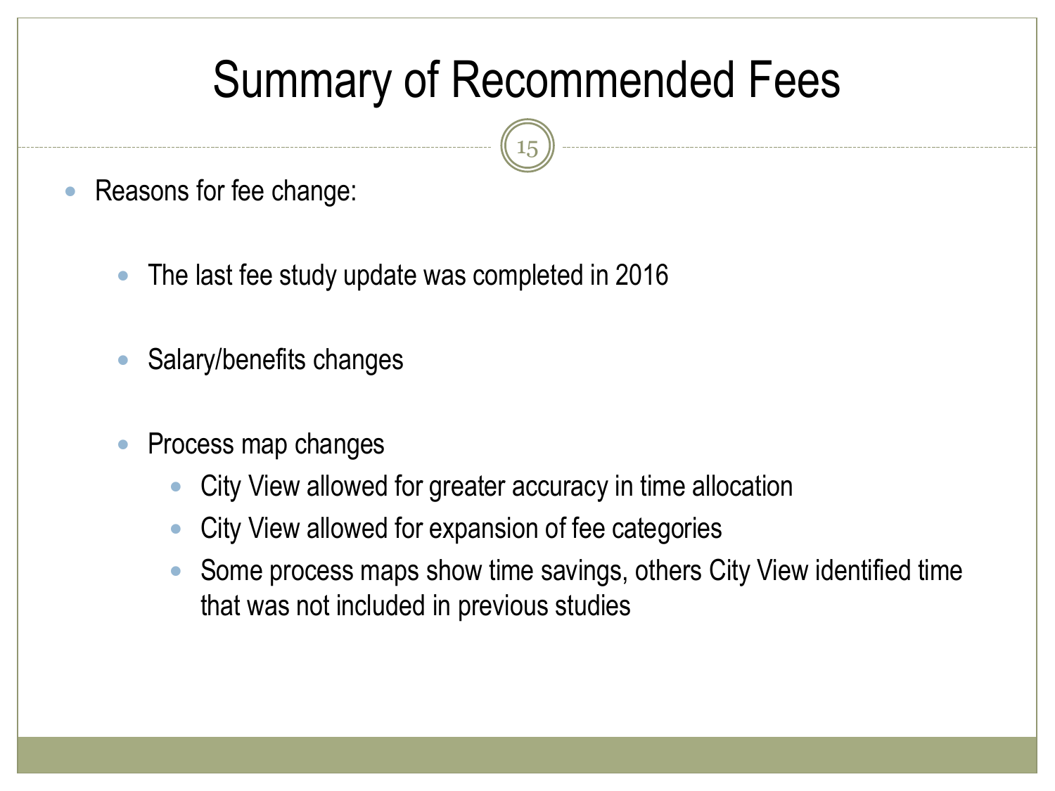# Summary of Recommended Fees

- Reasons for fee change:
  - The last fee study update was completed in 2016
  - Salary/benefits changes
  - Process map changes
    - City View allowed for greater accuracy in time allocation
    - City View allowed for expansion of fee categories
    - Some process maps show time savings, others City View identified time that was not included in previous studies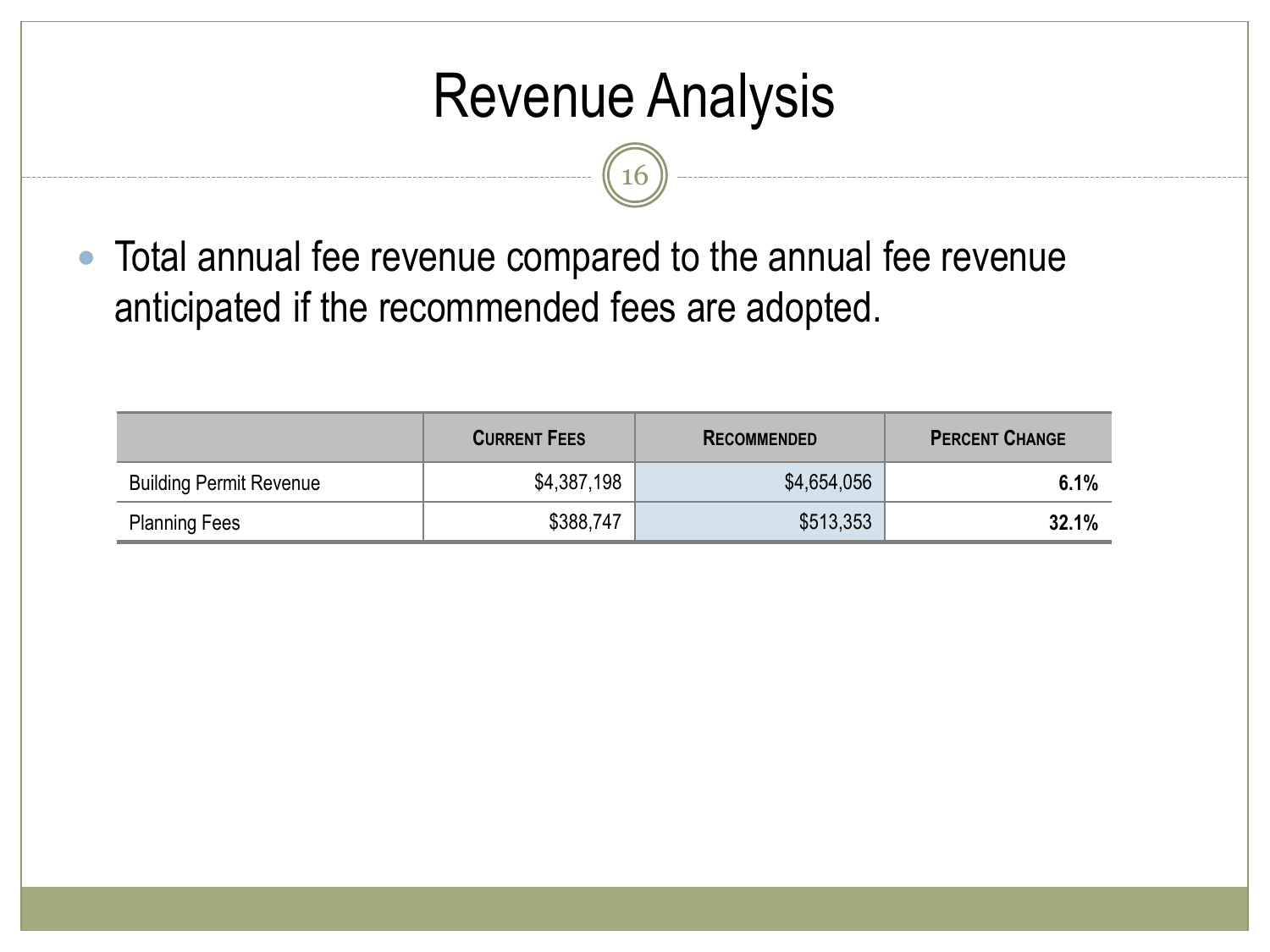# Revenue Analysis

- Total annual fee revenue compared to the annual fee revenue anticipated if the recommended fees are adopted.

| | Current Fees | Recommended | Percent Change |
|---|---|---|---|
| Building Permit Revenue | $4,387,198 | $4,654,056 | **6.1%** |
| Planning Fees | $388,747 | $513,353 | **32.1%** |